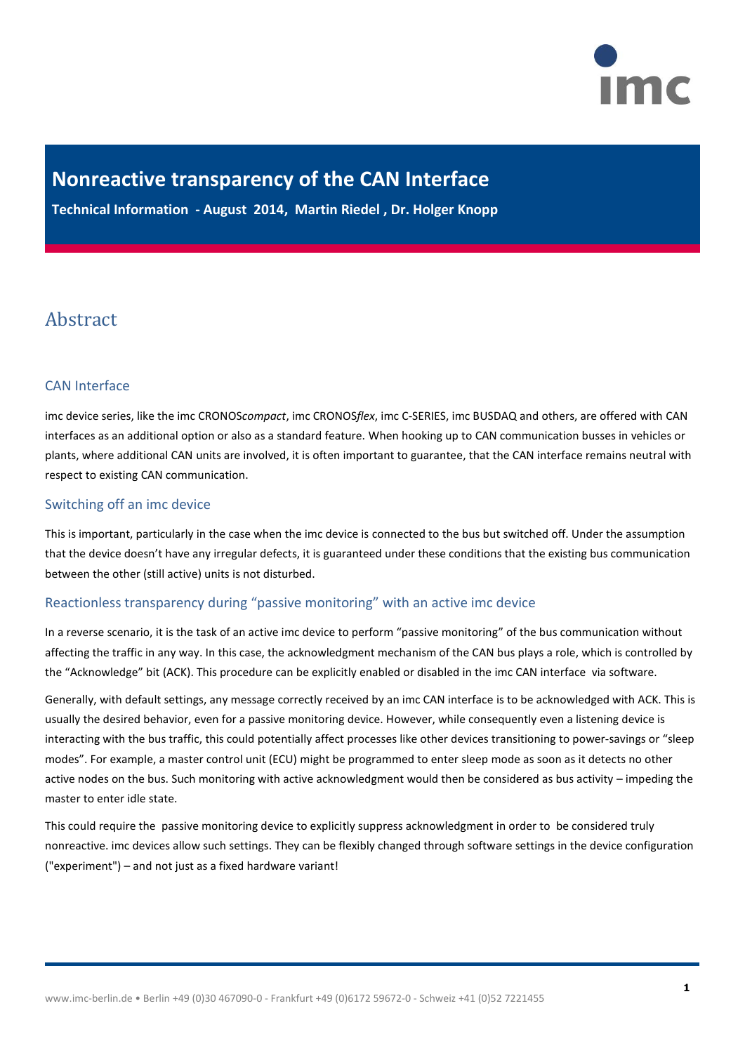# Nonreactive transparency of the CAN Interface

**Technical Information - August 2014, Martin Riedel , Dr. Holger Knopp**

## Abstract

### CAN Interface

imc device series, like the imc CRONOS*compact*, imc CRONOS*flex*, imc C-SERIES, imc BUSDAQ and others, are offered with CAN interfaces as an additional option or also as a standard feature. When hooking up to CAN communication busses in vehicles or plants, where additional CAN units are involved, it is often important to guarantee, that the CAN interface remains neutral with respect to existing CAN communication.

### Switching off an imc device

This is important, particularly in the case when the imc device is connected to the bus but switched off. Under the assumption that the device doesn't have any irregular defects, it is guaranteed under these conditions that the existing bus communication between the other (still active) units is not disturbed.

### Reactionless transparency during "passive monitoring" with an active imc device

In a reverse scenario, it is the task of an active imc device to perform "passive monitoring" of the bus communication without affecting the traffic in any way. In this case, the acknowledgment mechanism of the CAN bus plays a role, which is controlled by the "Acknowledge" bit (ACK). This procedure can be explicitly enabled or disabled in the imc CAN interface via software.

Generally, with default settings, any message correctly received by an imc CAN interface is to be acknowledged with ACK. This is usually the desired behavior, even for a passive monitoring device. However, while consequently even a listening device is interacting with the bus traffic, this could potentially affect processes like other devices transitioning to power-savings or "sleep modes". For example, a master control unit (ECU) might be programmed to enter sleep mode as soon as it detects no other active nodes on the bus. Such monitoring with active acknowledgment would then be considered as bus activity – impeding the master to enter idle state.

This could require the passive monitoring device to explicitly suppress acknowledgment in order to be considered truly nonreactive. imc devices allow such settings. They can be flexibly changed through software settings in the device configuration ("experiment") – and not just as a fixed hardware variant!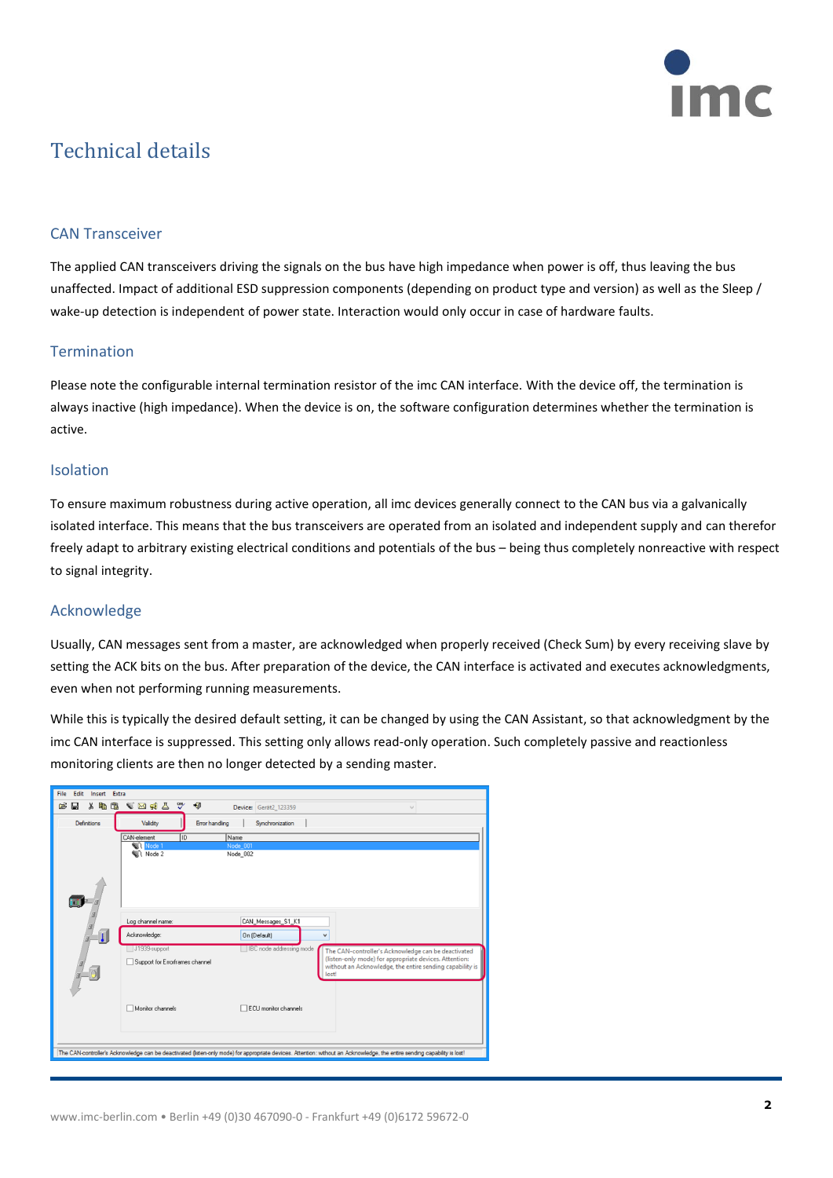# Technical details

## CAN Transceiver

The applied CAN transceivers driving the signals on the bus have high impedance when power is off, thus leaving the bus unaffected. Impact of additional ESD suppression components (depending on product type and version) as well as the Sleep / wake-up detection is independent of power state. Interaction would only occur in case of hardware faults.

## Termination

Please note the configurable internal termination resistor of the imc CAN interface. With the device off, the termination is always inactive (high impedance). When the device is on, the software configuration determines whether the termination is active.

## Isolation

To ensure maximum robustness during active operation, all imc devices generally connect to the CAN bus via a galvanically isolated interface. This means that the bus transceivers are operated from an isolated and independent supply and can therefor freely adapt to arbitrary existing electrical conditions and potentials of the bus – being thus completely nonreactive with respect to signal integrity.

## Acknowledge

Usually, CAN messages sent from a master, are acknowledged when properly received (Check Sum) by every receiving slave by setting the ACK bits on the bus. After preparation of the device, the CAN interface is activated and executes acknowledgments, even when not performing running measurements.

While this is typically the desired default setting, it can be changed by using the CAN Assistant, so that acknowledgment by the imc CAN interface is suppressed. This setting only allows read-only operation. Such completely passive and reactionless monitoring clients are then no longer detected by a sending master.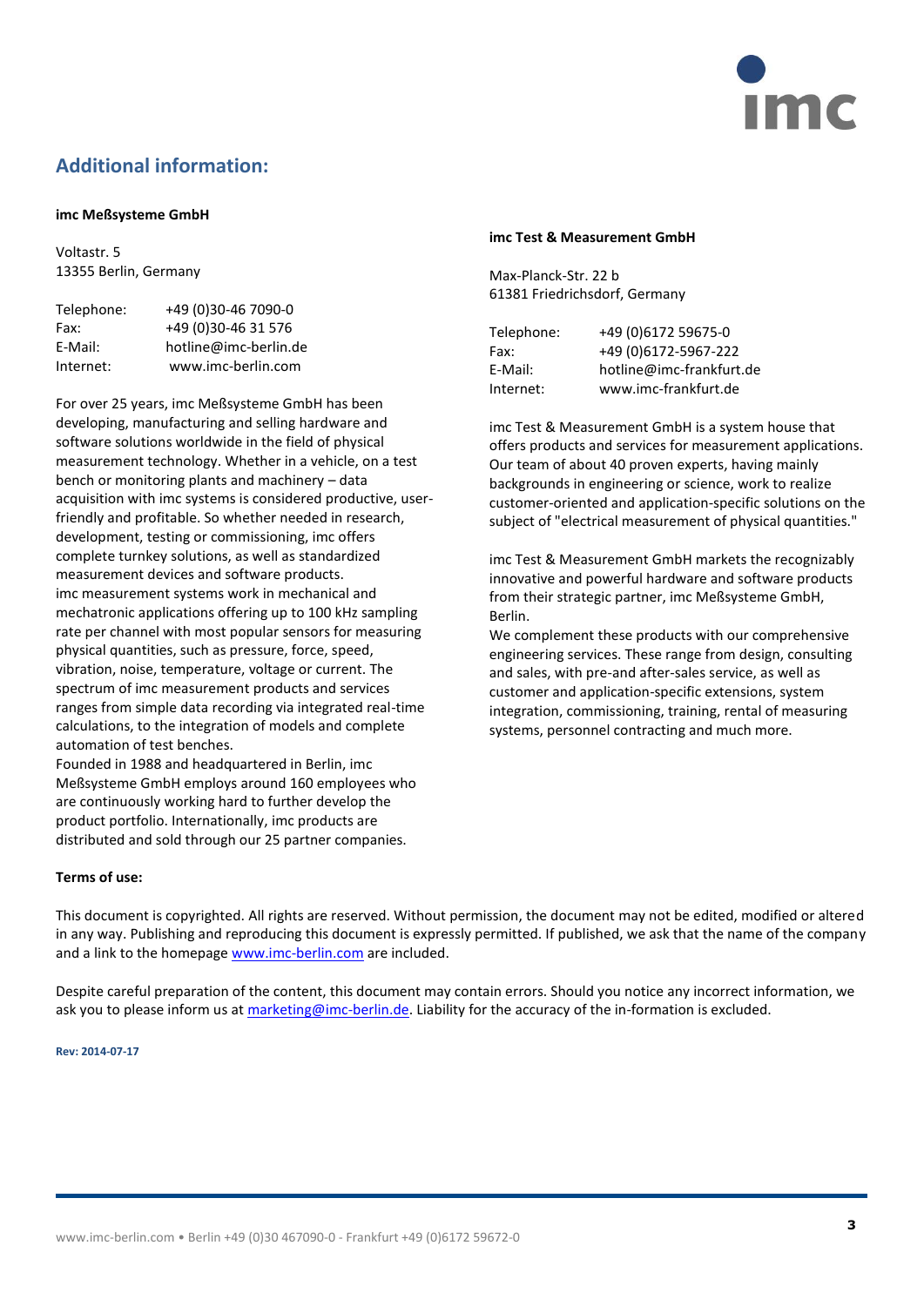## Additional information:

**imc Meßsysteme GmbH**

Voltastr. 5
13355 Berlin, Germany

| | |
|---|---|
| Telephone: | +49 (0)30-46 7090-0 |
| Fax: | +49 (0)30-46 31 576 |
| E-Mail: | hotline@imc-berlin.de |
| Internet: | www.imc-berlin.com |

For over 25 years, imc Meßsysteme GmbH has been developing, manufacturing and selling hardware and software solutions worldwide in the field of physical measurement technology. Whether in a vehicle, on a test bench or monitoring plants and machinery – data acquisition with imc systems is considered productive, user-friendly and profitable. So whether needed in research, development, testing or commissioning, imc offers complete turnkey solutions, as well as standardized measurement devices and software products.
imc measurement systems work in mechanical and mechatronic applications offering up to 100 kHz sampling rate per channel with most popular sensors for measuring physical quantities, such as pressure, force, speed, vibration, noise, temperature, voltage or current. The spectrum of imc measurement products and services ranges from simple data recording via integrated real-time calculations, to the integration of models and complete automation of test benches.
Founded in 1988 and headquartered in Berlin, imc Meßsysteme GmbH employs around 160 employees who are continuously working hard to further develop the product portfolio. Internationally, imc products are distributed and sold through our 25 partner companies.

**imc Test & Measurement GmbH**

Max-Planck-Str. 22 b
61381 Friedrichsdorf, Germany

| | |
|---|---|
| Telephone: | +49 (0)6172 59675-0 |
| Fax: | +49 (0)6172-5967-222 |
| E-Mail: | hotline@imc-frankfurt.de |
| Internet: | www.imc-frankfurt.de |

imc Test & Measurement GmbH is a system house that offers products and services for measurement applications. Our team of about 40 proven experts, having mainly backgrounds in engineering or science, work to realize customer-oriented and application-specific solutions on the subject of "electrical measurement of physical quantities."

imc Test & Measurement GmbH markets the recognizably innovative and powerful hardware and software products from their strategic partner, imc Meßsysteme GmbH, Berlin.
We complement these products with our comprehensive engineering services. These range from design, consulting and sales, with pre-and after-sales service, as well as customer and application-specific extensions, system integration, commissioning, training, rental of measuring systems, personnel contracting and much more.

**Terms of use:**

This document is copyrighted. All rights are reserved. Without permission, the document may not be edited, modified or altered in any way. Publishing and reproducing this document is expressly permitted. If published, we ask that the name of the company and a link to the homepage www.imc-berlin.com are included.

Despite careful preparation of the content, this document may contain errors. Should you notice any incorrect information, we ask you to please inform us at marketing@imc-berlin.de. Liability for the accuracy of the in-formation is excluded.

**Rev: 2014-07-17**